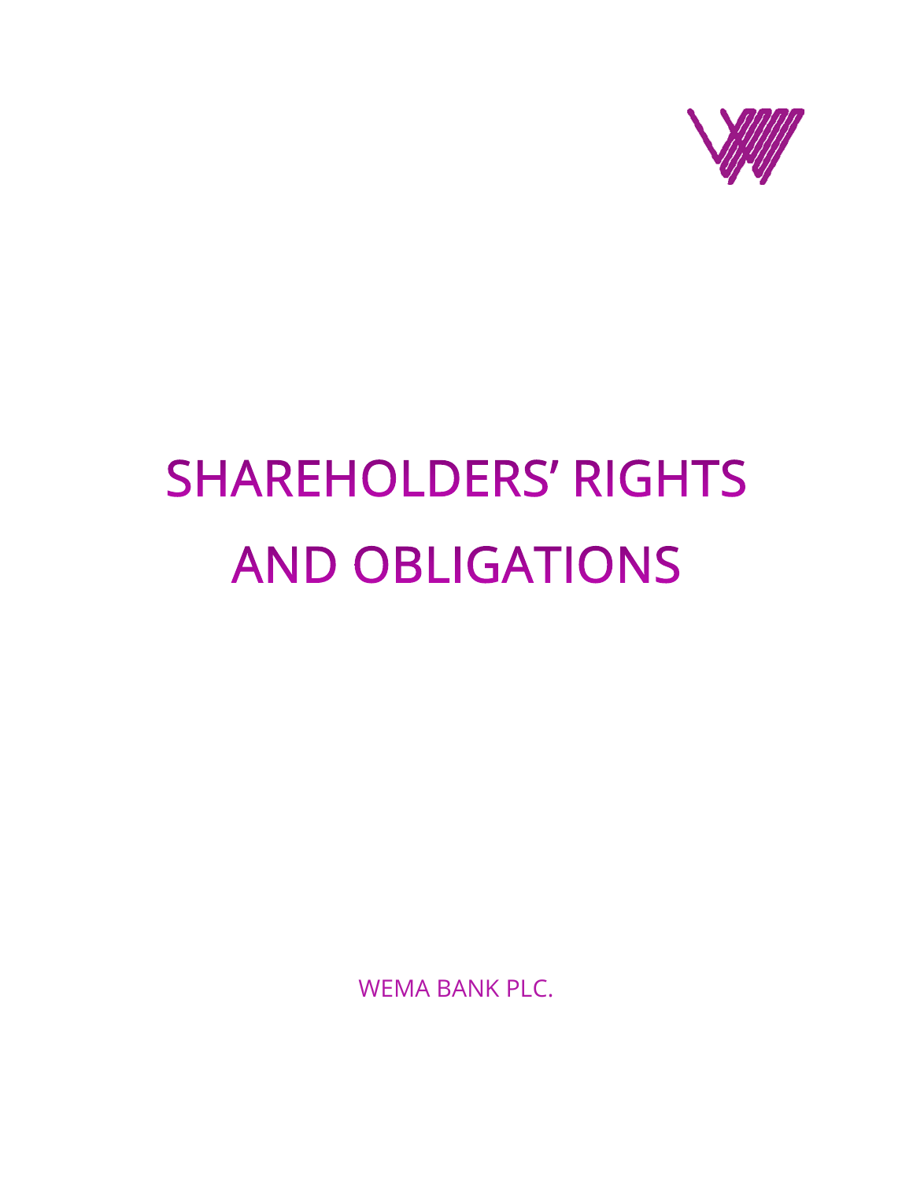# SHAREHOLDERS' RIGHTS AND OBLIGATIONS

WEMA BANK PLC.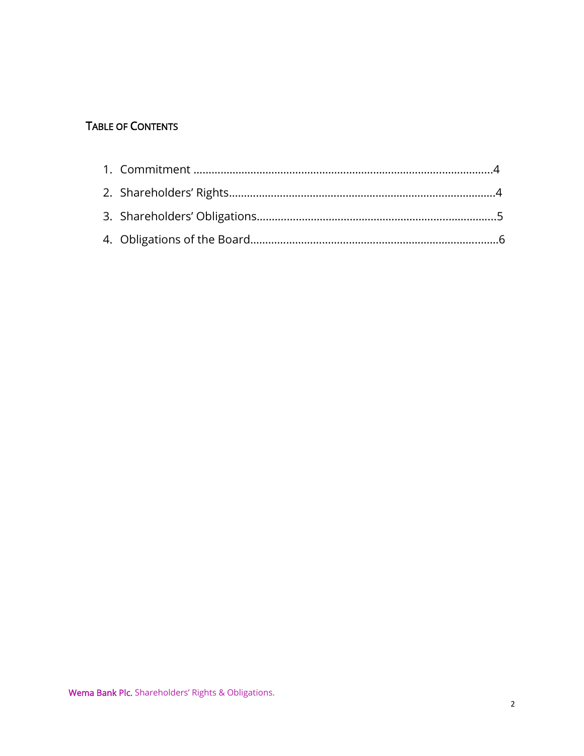## TABLE OF CONTENTS

1. Commitment ........................................................................................................4
2. Shareholders' Rights..............................................................................................4
3. Shareholders' Obligations......................................................................................5
4. Obligations of the Board.........................................................................................6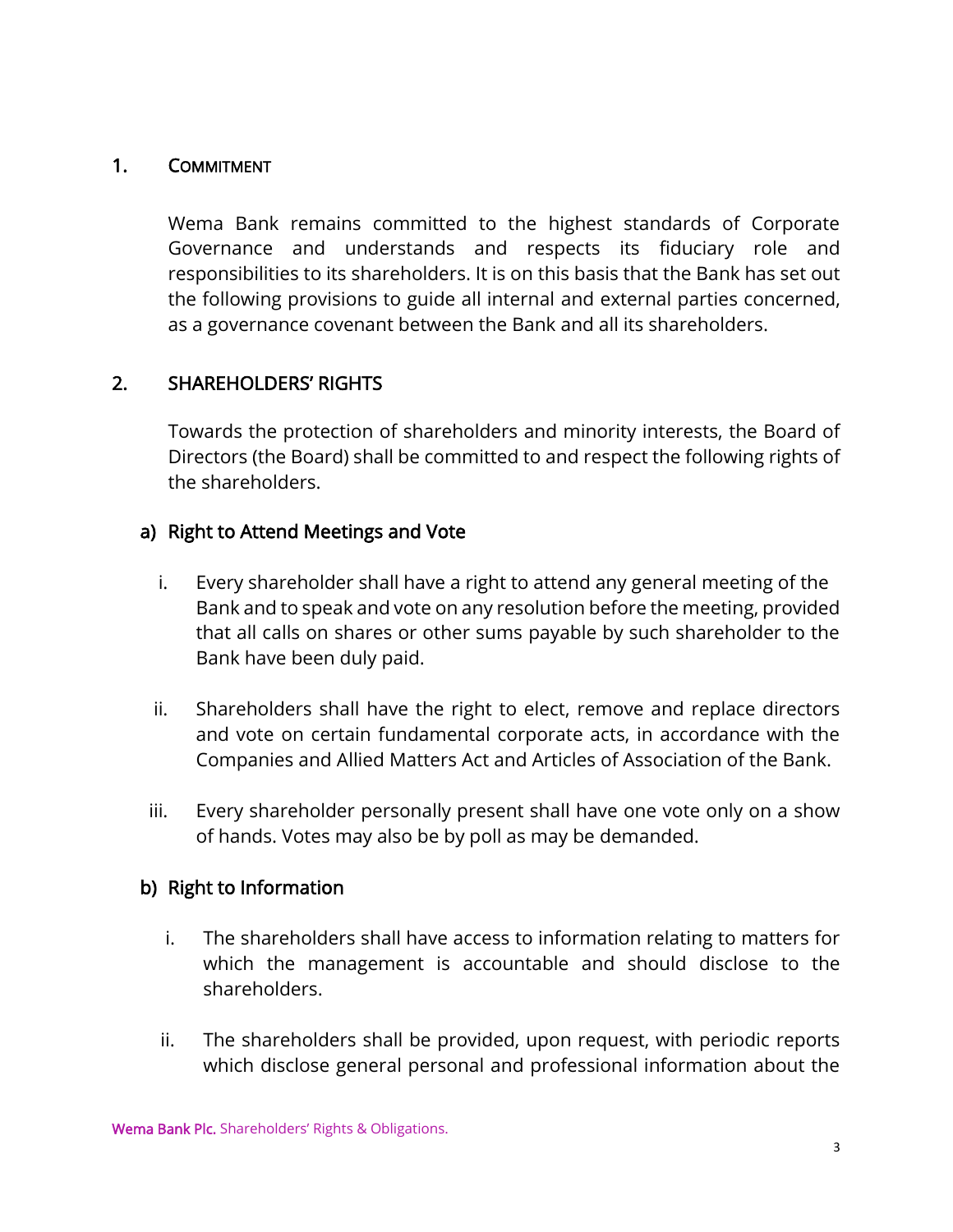## 1. COMMITMENT

Wema Bank remains committed to the highest standards of Corporate Governance and understands and respects its fiduciary role and responsibilities to its shareholders. It is on this basis that the Bank has set out the following provisions to guide all internal and external parties concerned, as a governance covenant between the Bank and all its shareholders.

## 2. SHAREHOLDERS' RIGHTS

Towards the protection of shareholders and minority interests, the Board of Directors (the Board) shall be committed to and respect the following rights of the shareholders.

### a) Right to Attend Meetings and Vote

i. Every shareholder shall have a right to attend any general meeting of the Bank and to speak and vote on any resolution before the meeting, provided that all calls on shares or other sums payable by such shareholder to the Bank have been duly paid.

ii. Shareholders shall have the right to elect, remove and replace directors and vote on certain fundamental corporate acts, in accordance with the Companies and Allied Matters Act and Articles of Association of the Bank.

iii. Every shareholder personally present shall have one vote only on a show of hands. Votes may also be by poll as may be demanded.

### b) Right to Information

i. The shareholders shall have access to information relating to matters for which the management is accountable and should disclose to the shareholders.

ii. The shareholders shall be provided, upon request, with periodic reports which disclose general personal and professional information about the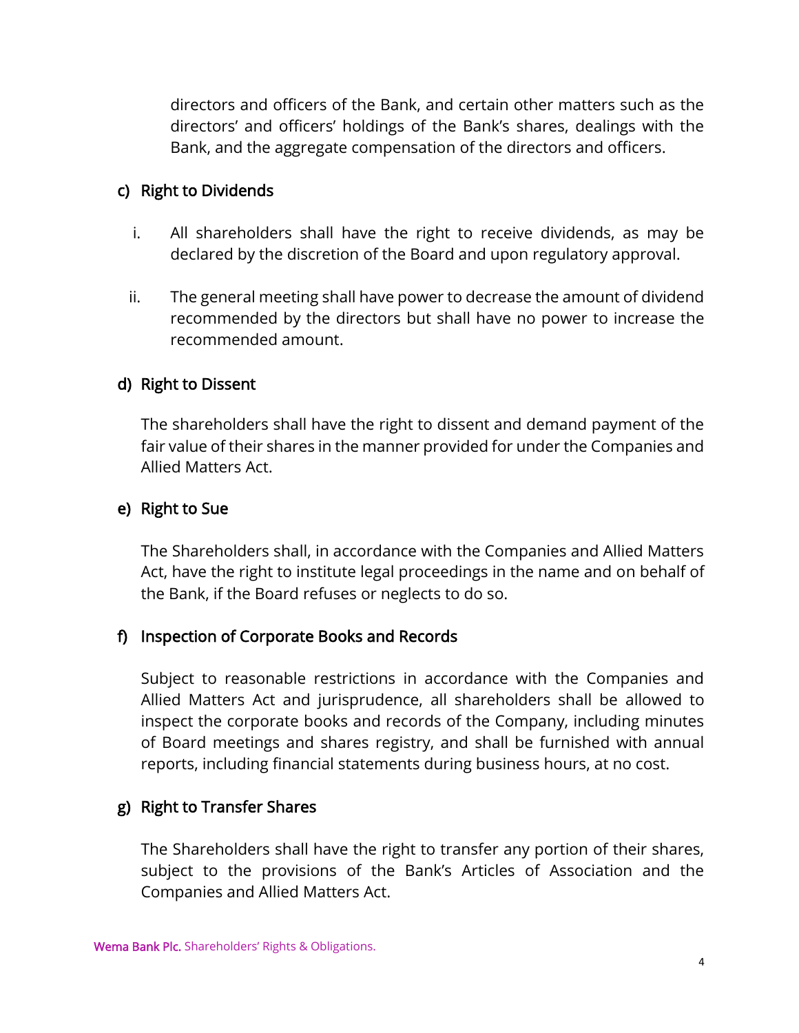directors and officers of the Bank, and certain other matters such as the directors' and officers' holdings of the Bank's shares, dealings with the Bank, and the aggregate compensation of the directors and officers.

### c) Right to Dividends

i. All shareholders shall have the right to receive dividends, as may be declared by the discretion of the Board and upon regulatory approval.

ii. The general meeting shall have power to decrease the amount of dividend recommended by the directors but shall have no power to increase the recommended amount.

### d) Right to Dissent

The shareholders shall have the right to dissent and demand payment of the fair value of their shares in the manner provided for under the Companies and Allied Matters Act.

### e) Right to Sue

The Shareholders shall, in accordance with the Companies and Allied Matters Act, have the right to institute legal proceedings in the name and on behalf of the Bank, if the Board refuses or neglects to do so.

### f) Inspection of Corporate Books and Records

Subject to reasonable restrictions in accordance with the Companies and Allied Matters Act and jurisprudence, all shareholders shall be allowed to inspect the corporate books and records of the Company, including minutes of Board meetings and shares registry, and shall be furnished with annual reports, including financial statements during business hours, at no cost.

### g) Right to Transfer Shares

The Shareholders shall have the right to transfer any portion of their shares, subject to the provisions of the Bank's Articles of Association and the Companies and Allied Matters Act.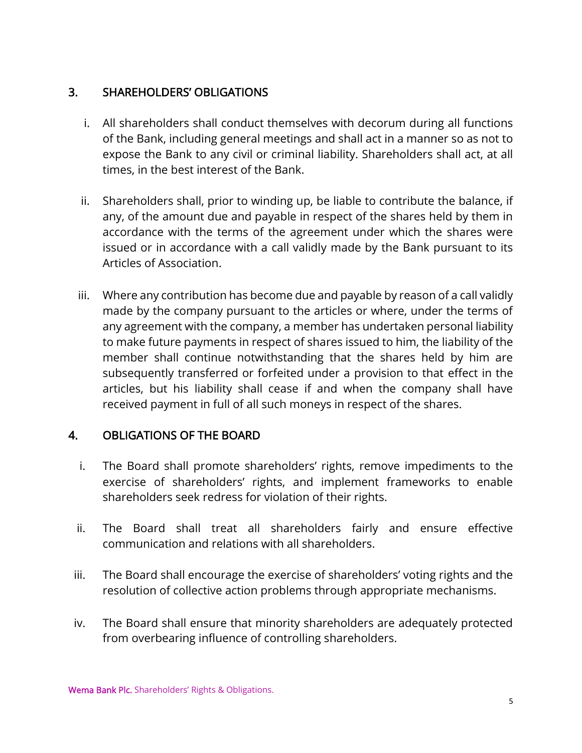## 3. SHAREHOLDERS' OBLIGATIONS

i. All shareholders shall conduct themselves with decorum during all functions of the Bank, including general meetings and shall act in a manner so as not to expose the Bank to any civil or criminal liability. Shareholders shall act, at all times, in the best interest of the Bank.

ii. Shareholders shall, prior to winding up, be liable to contribute the balance, if any, of the amount due and payable in respect of the shares held by them in accordance with the terms of the agreement under which the shares were issued or in accordance with a call validly made by the Bank pursuant to its Articles of Association.

iii. Where any contribution has become due and payable by reason of a call validly made by the company pursuant to the articles or where, under the terms of any agreement with the company, a member has undertaken personal liability to make future payments in respect of shares issued to him, the liability of the member shall continue notwithstanding that the shares held by him are subsequently transferred or forfeited under a provision to that effect in the articles, but his liability shall cease if and when the company shall have received payment in full of all such moneys in respect of the shares.

## 4. OBLIGATIONS OF THE BOARD

i. The Board shall promote shareholders' rights, remove impediments to the exercise of shareholders' rights, and implement frameworks to enable shareholders seek redress for violation of their rights.

ii. The Board shall treat all shareholders fairly and ensure effective communication and relations with all shareholders.

iii. The Board shall encourage the exercise of shareholders' voting rights and the resolution of collective action problems through appropriate mechanisms.

iv. The Board shall ensure that minority shareholders are adequately protected from overbearing influence of controlling shareholders.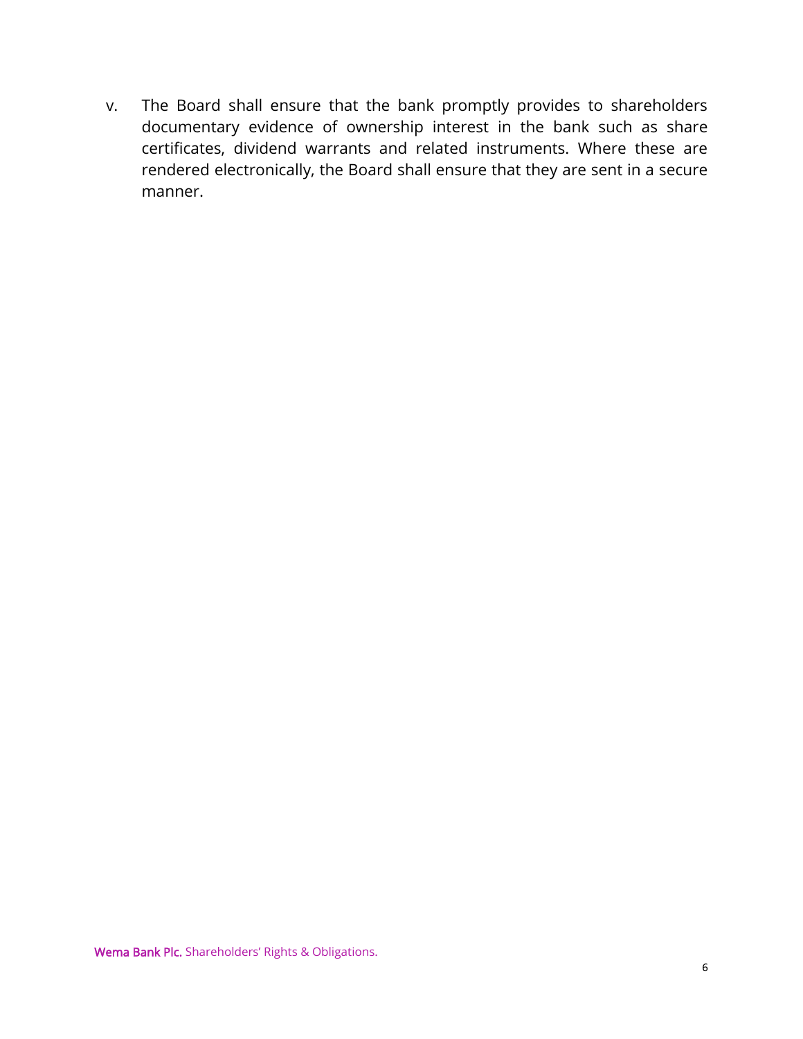v. The Board shall ensure that the bank promptly provides to shareholders documentary evidence of ownership interest in the bank such as share certificates, dividend warrants and related instruments. Where these are rendered electronically, the Board shall ensure that they are sent in a secure manner.